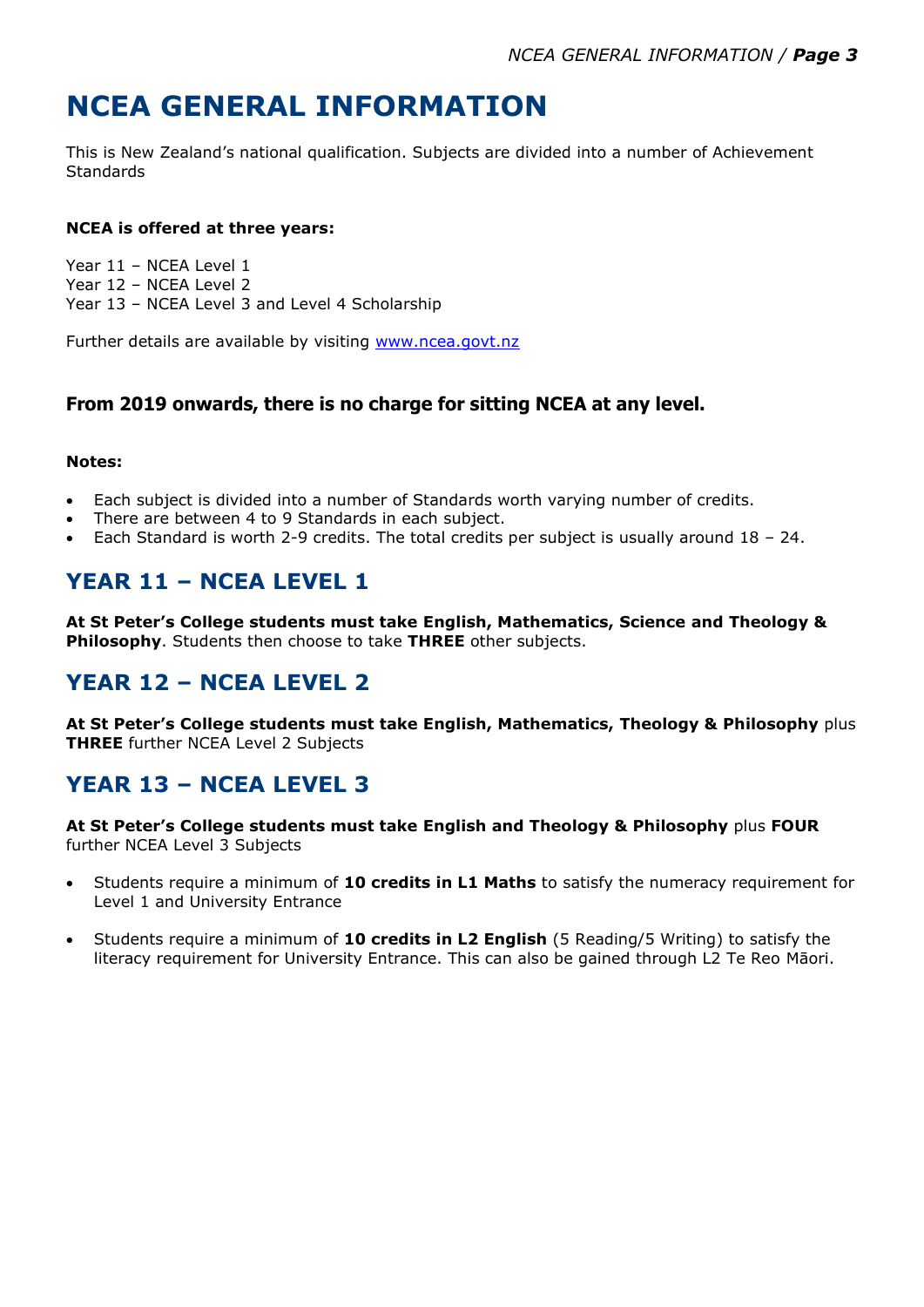# NCEA GENERAL INFORMATION

This is New Zealand's national qualification. Subjects are divided into a number of Achievement Standards

**NCEA is offered at three years:**

Year 11 – NCEA Level 1
Year 12 – NCEA Level 2
Year 13 – NCEA Level 3 and Level 4 Scholarship

Further details are available by visiting [www.ncea.govt.nz](http://www.ncea.govt.nz)

### From 2019 onwards, there is no charge for sitting NCEA at any level.

**Notes:**

- Each subject is divided into a number of Standards worth varying number of credits.
- There are between 4 to 9 Standards in each subject.
- Each Standard is worth 2-9 credits. The total credits per subject is usually around 18 – 24.

## YEAR 11 – NCEA LEVEL 1

**At St Peter's College students must take English, Mathematics, Science and Theology & Philosophy**. Students then choose to take **THREE** other subjects.

## YEAR 12 – NCEA LEVEL 2

**At St Peter's College students must take English, Mathematics, Theology & Philosophy** plus **THREE** further NCEA Level 2 Subjects

## YEAR 13 – NCEA LEVEL 3

**At St Peter's College students must take English and Theology & Philosophy** plus **FOUR** further NCEA Level 3 Subjects

- Students require a minimum of **10 credits in L1 Maths** to satisfy the numeracy requirement for Level 1 and University Entrance
- Students require a minimum of **10 credits in L2 English** (5 Reading/5 Writing) to satisfy the literacy requirement for University Entrance. This can also be gained through L2 Te Reo Māori.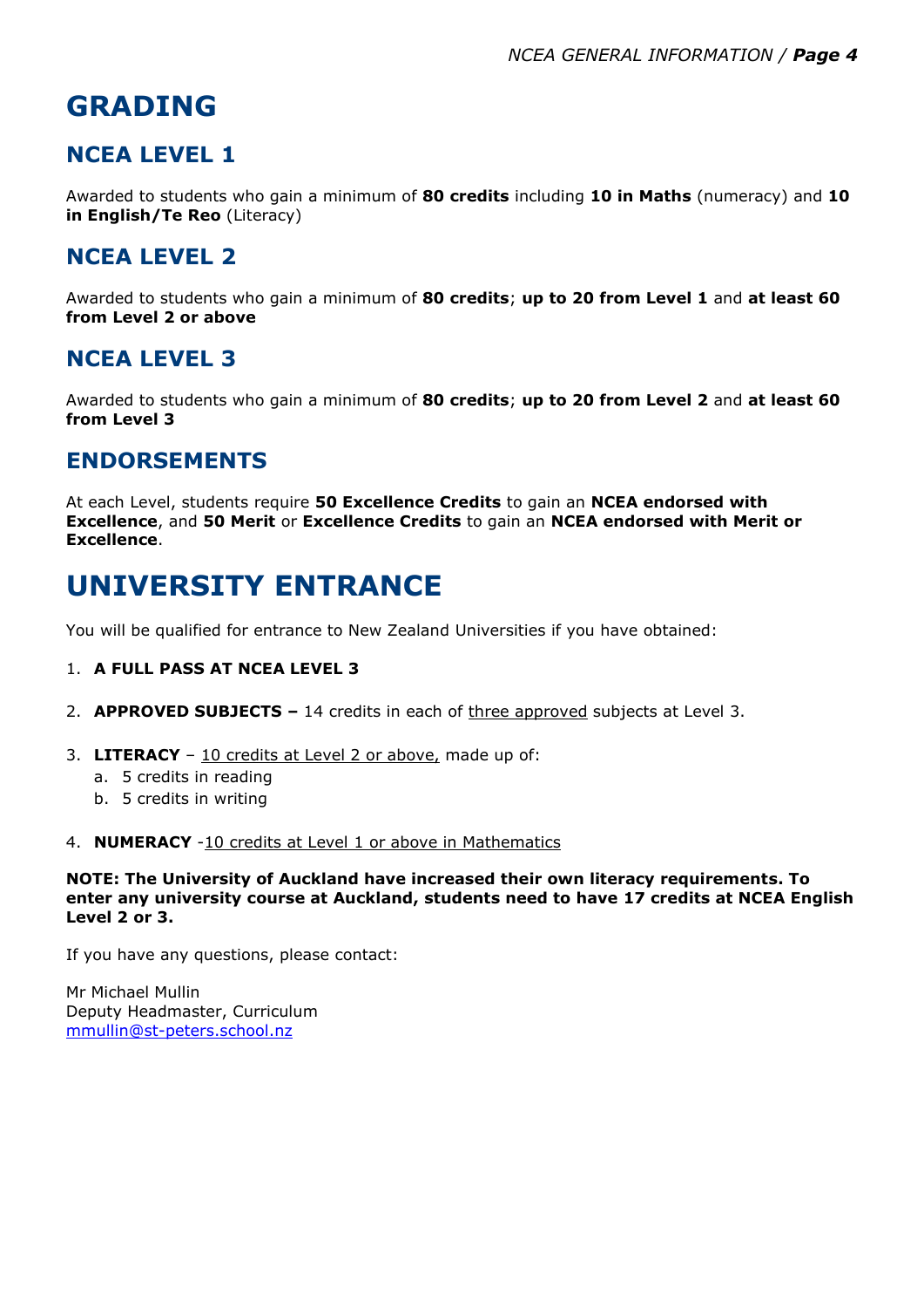# GRADING

## NCEA LEVEL 1

Awarded to students who gain a minimum of **80 credits** including **10 in Maths** (numeracy) and **10 in English/Te Reo** (Literacy)

## NCEA LEVEL 2

Awarded to students who gain a minimum of **80 credits**; **up to 20 from Level 1** and **at least 60 from Level 2 or above**

## NCEA LEVEL 3

Awarded to students who gain a minimum of **80 credits**; **up to 20 from Level 2** and **at least 60 from Level 3**

## ENDORSEMENTS

At each Level, students require **50 Excellence Credits** to gain an **NCEA endorsed with Excellence**, and **50 Merit** or **Excellence Credits** to gain an **NCEA endorsed with Merit or Excellence**.

# UNIVERSITY ENTRANCE

You will be qualified for entrance to New Zealand Universities if you have obtained:

1. **A FULL PASS AT NCEA LEVEL 3**
2. **APPROVED SUBJECTS –** 14 credits in each of three approved subjects at Level 3.
3. **LITERACY** – 10 credits at Level 2 or above, made up of:
   a. 5 credits in reading
   b. 5 credits in writing
4. **NUMERACY** -10 credits at Level 1 or above in Mathematics

**NOTE: The University of Auckland have increased their own literacy requirements. To enter any university course at Auckland, students need to have 17 credits at NCEA English Level 2 or 3.**

If you have any questions, please contact:

Mr Michael Mullin
Deputy Headmaster, Curriculum
mmullin@st-peters.school.nz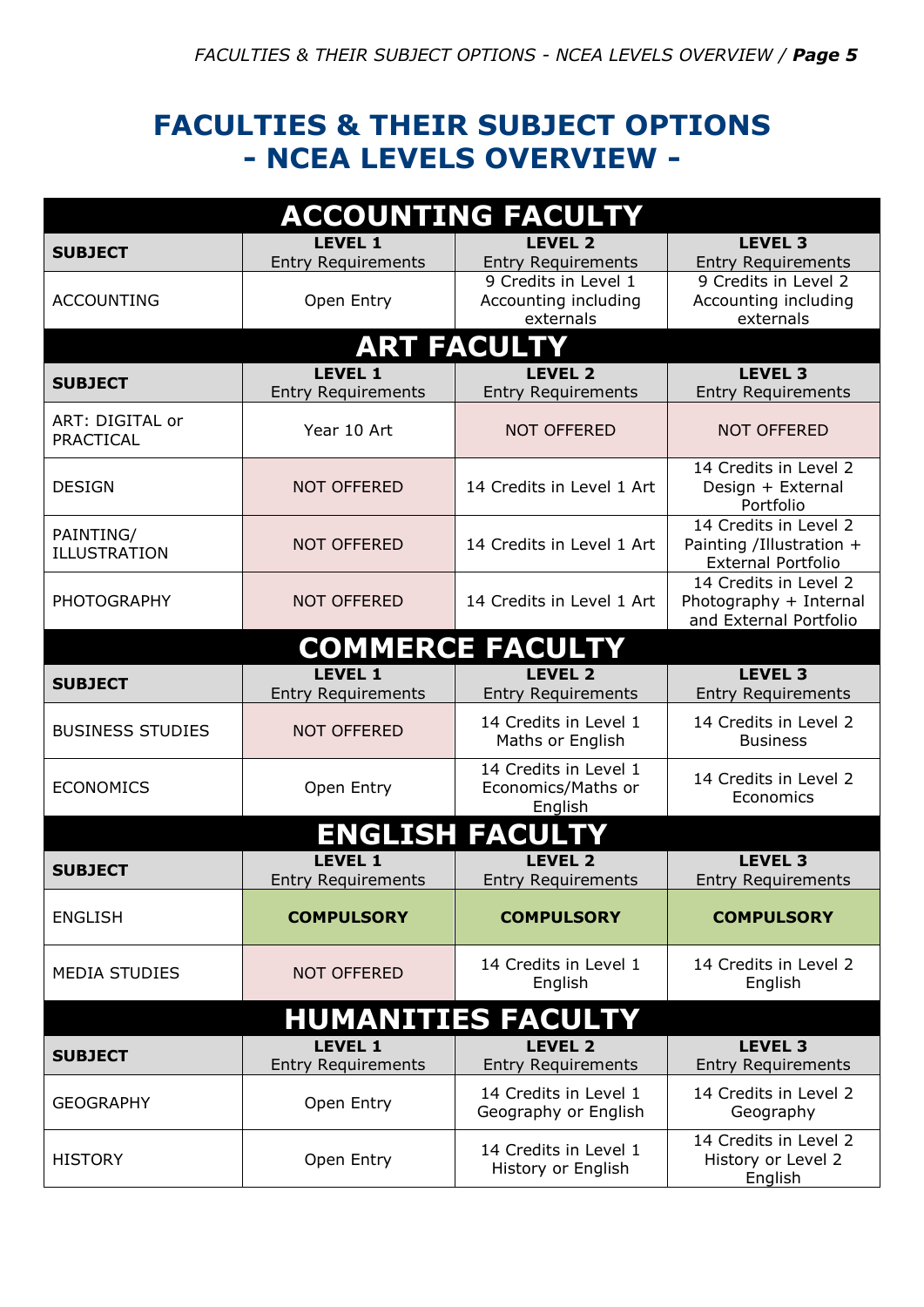# FACULTIES & THEIR SUBJECT OPTIONS - NCEA LEVELS OVERVIEW -

## ACCOUNTING FACULTY

| SUBJECT | LEVEL 1 Entry Requirements | LEVEL 2 Entry Requirements | LEVEL 3 Entry Requirements |
|---|---|---|---|
| ACCOUNTING | Open Entry | 9 Credits in Level 1 Accounting including externals | 9 Credits in Level 2 Accounting including externals |

## ART FACULTY

| SUBJECT | LEVEL 1 Entry Requirements | LEVEL 2 Entry Requirements | LEVEL 3 Entry Requirements |
|---|---|---|---|
| ART: DIGITAL or PRACTICAL | Year 10 Art | NOT OFFERED | NOT OFFERED |
| DESIGN | NOT OFFERED | 14 Credits in Level 1 Art | 14 Credits in Level 2 Design + External Portfolio |
| PAINTING/ ILLUSTRATION | NOT OFFERED | 14 Credits in Level 1 Art | 14 Credits in Level 2 Painting /Illustration + External Portfolio |
| PHOTOGRAPHY | NOT OFFERED | 14 Credits in Level 1 Art | 14 Credits in Level 2 Photography + Internal and External Portfolio |

## COMMERCE FACULTY

| SUBJECT | LEVEL 1 Entry Requirements | LEVEL 2 Entry Requirements | LEVEL 3 Entry Requirements |
|---|---|---|---|
| BUSINESS STUDIES | NOT OFFERED | 14 Credits in Level 1 Maths or English | 14 Credits in Level 2 Business |
| ECONOMICS | Open Entry | 14 Credits in Level 1 Economics/Maths or English | 14 Credits in Level 2 Economics |

## ENGLISH FACULTY

| SUBJECT | LEVEL 1 Entry Requirements | LEVEL 2 Entry Requirements | LEVEL 3 Entry Requirements |
|---|---|---|---|
| ENGLISH | **COMPULSORY** | **COMPULSORY** | **COMPULSORY** |
| MEDIA STUDIES | NOT OFFERED | 14 Credits in Level 1 English | 14 Credits in Level 2 English |

## HUMANITIES FACULTY

| SUBJECT | LEVEL 1 Entry Requirements | LEVEL 2 Entry Requirements | LEVEL 3 Entry Requirements |
|---|---|---|---|
| GEOGRAPHY | Open Entry | 14 Credits in Level 1 Geography or English | 14 Credits in Level 2 Geography |
| HISTORY | Open Entry | 14 Credits in Level 1 History or English | 14 Credits in Level 2 History or Level 2 English |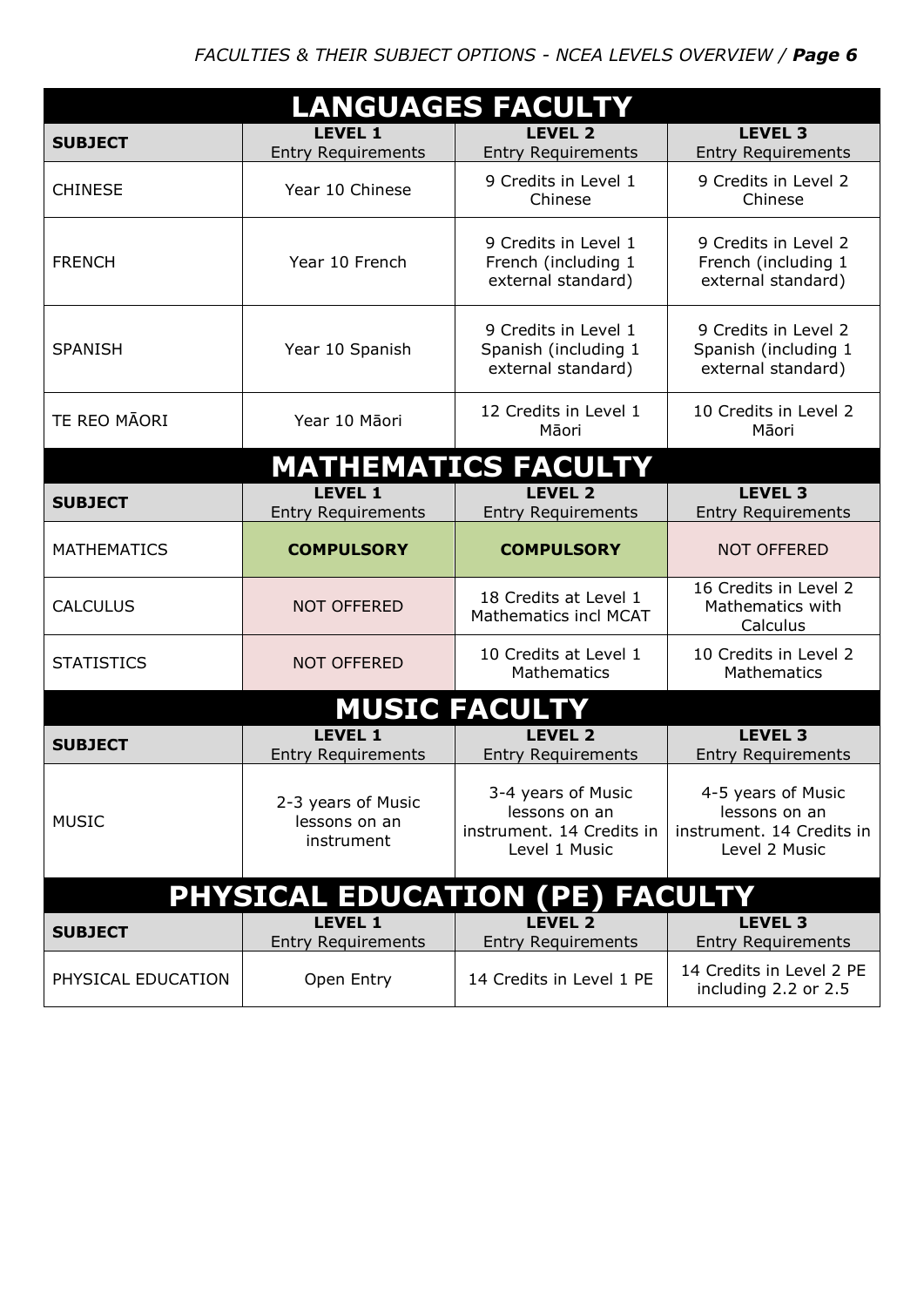## LANGUAGES FACULTY

| SUBJECT | LEVEL 1 Entry Requirements | LEVEL 2 Entry Requirements | LEVEL 3 Entry Requirements |
|---|---|---|---|
| CHINESE | Year 10 Chinese | 9 Credits in Level 1 Chinese | 9 Credits in Level 2 Chinese |
| FRENCH | Year 10 French | 9 Credits in Level 1 French (including 1 external standard) | 9 Credits in Level 2 French (including 1 external standard) |
| SPANISH | Year 10 Spanish | 9 Credits in Level 1 Spanish (including 1 external standard) | 9 Credits in Level 2 Spanish (including 1 external standard) |
| TE REO MĀORI | Year 10 Māori | 12 Credits in Level 1 Māori | 10 Credits in Level 2 Māori |

## MATHEMATICS FACULTY

| SUBJECT | LEVEL 1 Entry Requirements | LEVEL 2 Entry Requirements | LEVEL 3 Entry Requirements |
|---|---|---|---|
| MATHEMATICS | **COMPULSORY** | **COMPULSORY** | NOT OFFERED |
| CALCULUS | NOT OFFERED | 18 Credits at Level 1 Mathematics incl MCAT | 16 Credits in Level 2 Mathematics with Calculus |
| STATISTICS | NOT OFFERED | 10 Credits at Level 1 Mathematics | 10 Credits in Level 2 Mathematics |

## MUSIC FACULTY

| SUBJECT | LEVEL 1 Entry Requirements | LEVEL 2 Entry Requirements | LEVEL 3 Entry Requirements |
|---|---|---|---|
| MUSIC | 2-3 years of Music lessons on an instrument | 3-4 years of Music lessons on an instrument. 14 Credits in Level 1 Music | 4-5 years of Music lessons on an instrument. 14 Credits in Level 2 Music |

## PHYSICAL EDUCATION (PE) FACULTY

| SUBJECT | LEVEL 1 Entry Requirements | LEVEL 2 Entry Requirements | LEVEL 3 Entry Requirements |
|---|---|---|---|
| PHYSICAL EDUCATION | Open Entry | 14 Credits in Level 1 PE | 14 Credits in Level 2 PE including 2.2 or 2.5 |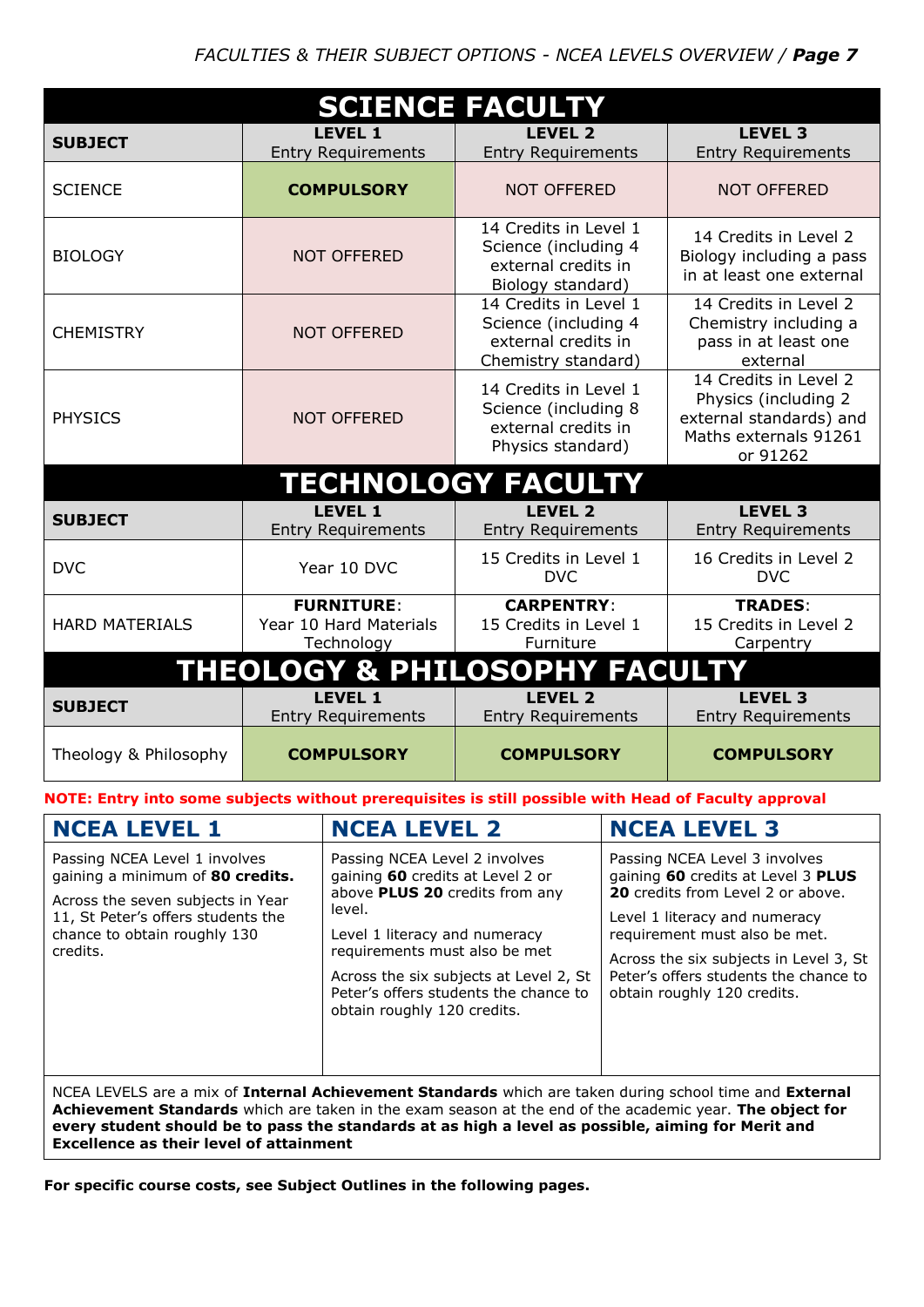## SCIENCE FACULTY

| SUBJECT | LEVEL 1 Entry Requirements | LEVEL 2 Entry Requirements | LEVEL 3 Entry Requirements |
|---|---|---|---|
| SCIENCE | **COMPULSORY** | NOT OFFERED | NOT OFFERED |
| BIOLOGY | NOT OFFERED | 14 Credits in Level 1 Science (including 4 external credits in Biology standard) | 14 Credits in Level 2 Biology including a pass in at least one external |
| CHEMISTRY | NOT OFFERED | 14 Credits in Level 1 Science (including 4 external credits in Chemistry standard) | 14 Credits in Level 2 Chemistry including a pass in at least one external |
| PHYSICS | NOT OFFERED | 14 Credits in Level 1 Science (including 8 external credits in Physics standard) | 14 Credits in Level 2 Physics (including 2 external standards) and Maths externals 91261 or 91262 |

## TECHNOLOGY FACULTY

| SUBJECT | LEVEL 1 Entry Requirements | LEVEL 2 Entry Requirements | LEVEL 3 Entry Requirements |
|---|---|---|---|
| DVC | Year 10 DVC | 15 Credits in Level 1 DVC | 16 Credits in Level 2 DVC |
| HARD MATERIALS | **FURNITURE**: Year 10 Hard Materials Technology | **CARPENTRY**: 15 Credits in Level 1 Furniture | **TRADES**: 15 Credits in Level 2 Carpentry |

## THEOLOGY & PHILOSOPHY FACULTY

| SUBJECT | LEVEL 1 Entry Requirements | LEVEL 2 Entry Requirements | LEVEL 3 Entry Requirements |
|---|---|---|---|
| Theology & Philosophy | **COMPULSORY** | **COMPULSORY** | **COMPULSORY** |

**NOTE: Entry into some subjects without prerequisites is still possible with Head of Faculty approval**

### NCEA LEVEL 1

Passing NCEA Level 1 involves gaining a minimum of **80 credits.**

Across the seven subjects in Year 11, St Peter's offers students the chance to obtain roughly 130 credits.

### NCEA LEVEL 2

Passing NCEA Level 2 involves gaining **60** credits at Level 2 or above **PLUS 20** credits from any level.

Level 1 literacy and numeracy requirements must also be met

Across the six subjects at Level 2, St Peter's offers students the chance to obtain roughly 120 credits.

### NCEA LEVEL 3

Passing NCEA Level 3 involves gaining **60** credits at Level 3 **PLUS 20** credits from Level 2 or above.

Level 1 literacy and numeracy requirement must also be met.

Across the six subjects in Level 3, St Peter's offers students the chance to obtain roughly 120 credits.

NCEA LEVELS are a mix of **Internal Achievement Standards** which are taken during school time and **External Achievement Standards** which are taken in the exam season at the end of the academic year. **The object for every student should be to pass the standards at as high a level as possible, aiming for Merit and Excellence as their level of attainment**

**For specific course costs, see Subject Outlines in the following pages.**